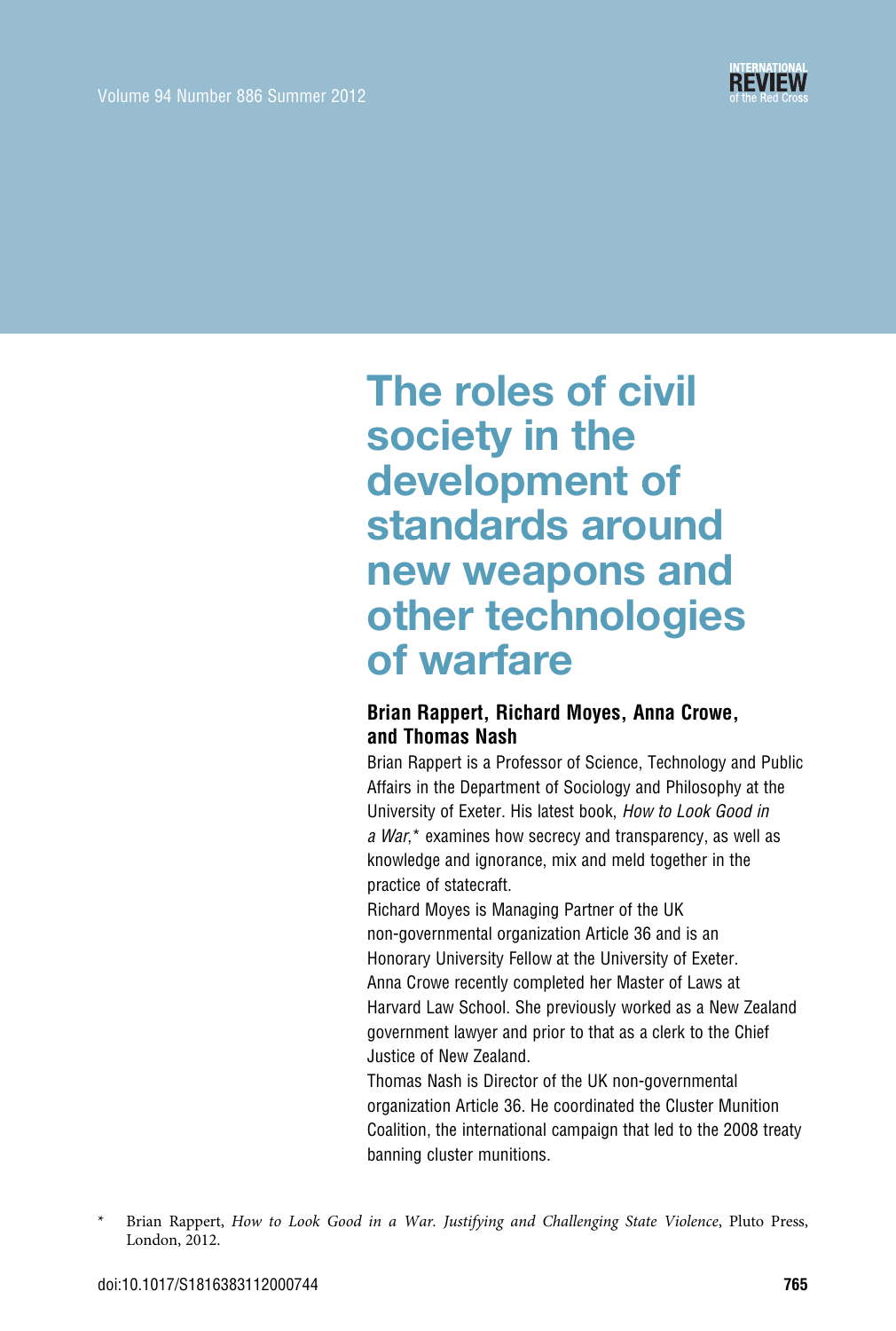# The roles of civil society in the development of standards around new weapons and other technologies of warfare

**Brian Rappert, Richard Moyes, Anna Crowe, and Thomas Nash**

Brian Rappert is a Professor of Science, Technology and Public Affairs in the Department of Sociology and Philosophy at the University of Exeter. His latest book, *How to Look Good in a War*,* examines how secrecy and transparency, as well as knowledge and ignorance, mix and meld together in the practice of statecraft.

Richard Moyes is Managing Partner of the UK non-governmental organization Article 36 and is an Honorary University Fellow at the University of Exeter.

Anna Crowe recently completed her Master of Laws at Harvard Law School. She previously worked as a New Zealand government lawyer and prior to that as a clerk to the Chief Justice of New Zealand.

Thomas Nash is Director of the UK non-governmental organization Article 36. He coordinated the Cluster Munition Coalition, the international campaign that led to the 2008 treaty banning cluster munitions.

\* Brian Rappert, *How to Look Good in a War. Justifying and Challenging State Violence*, Pluto Press, London, 2012.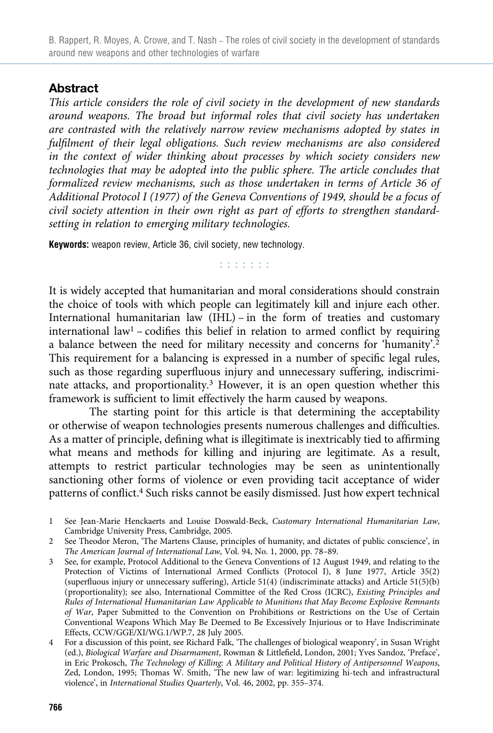## Abstract

*This article considers the role of civil society in the development of new standards around weapons. The broad but informal roles that civil society has undertaken are contrasted with the relatively narrow review mechanisms adopted by states in fulfilment of their legal obligations. Such review mechanisms are also considered in the context of wider thinking about processes by which society considers new technologies that may be adopted into the public sphere. The article concludes that formalized review mechanisms, such as those undertaken in terms of Article 36 of Additional Protocol I (1977) of the Geneva Conventions of 1949, should be a focus of civil society attention in their own right as part of efforts to strengthen standard-setting in relation to emerging military technologies.*

**Keywords:** weapon review, Article 36, civil society, new technology.

It is widely accepted that humanitarian and moral considerations should constrain the choice of tools with which people can legitimately kill and injure each other. International humanitarian law (IHL) – in the form of treaties and customary international law[1] – codifies this belief in relation to armed conflict by requiring a balance between the need for military necessity and concerns for 'humanity'.[2] This requirement for a balancing is expressed in a number of specific legal rules, such as those regarding superfluous injury and unnecessary suffering, indiscriminate attacks, and proportionality.[3] However, it is an open question whether this framework is sufficient to limit effectively the harm caused by weapons.

The starting point for this article is that determining the acceptability or otherwise of weapon technologies presents numerous challenges and difficulties. As a matter of principle, defining what is illegitimate is inextricably tied to affirming what means and methods for killing and injuring are legitimate. As a result, attempts to restrict particular technologies may be seen as unintentionally sanctioning other forms of violence or even providing tacit acceptance of wider patterns of conflict.[4] Such risks cannot be easily dismissed. Just how expert technical

1 See Jean-Marie Henckaerts and Louise Doswald-Beck, *Customary International Humanitarian Law*, Cambridge University Press, Cambridge, 2005.

2 See Theodor Meron, 'The Martens Clause, principles of humanity, and dictates of public conscience', in *The American Journal of International Law*, Vol. 94, No. 1, 2000, pp. 78–89.

3 See, for example, Protocol Additional to the Geneva Conventions of 12 August 1949, and relating to the Protection of Victims of International Armed Conflicts (Protocol I), 8 June 1977, Article 35(2) (superfluous injury or unnecessary suffering), Article 51(4) (indiscriminate attacks) and Article 51(5)(b) (proportionality); see also, International Committee of the Red Cross (ICRC), *Existing Principles and Rules of International Humanitarian Law Applicable to Munitions that May Become Explosive Remnants of War*, Paper Submitted to the Convention on Prohibitions or Restrictions on the Use of Certain Conventional Weapons Which May Be Deemed to Be Excessively Injurious or to Have Indiscriminate Effects, CCW/GGE/XI/WG.1/WP.7, 28 July 2005.

4 For a discussion of this point, see Richard Falk, 'The challenges of biological weaponry', in Susan Wright (ed.), *Biological Warfare and Disarmament*, Rowman & Littlefield, London, 2001; Yves Sandoz, 'Preface', in Eric Prokosch, *The Technology of Killing: A Military and Political History of Antipersonnel Weapons*, Zed, London, 1995; Thomas W. Smith, 'The new law of war: legitimizing hi-tech and infrastructural violence', in *International Studies Quarterly*, Vol. 46, 2002, pp. 355–374.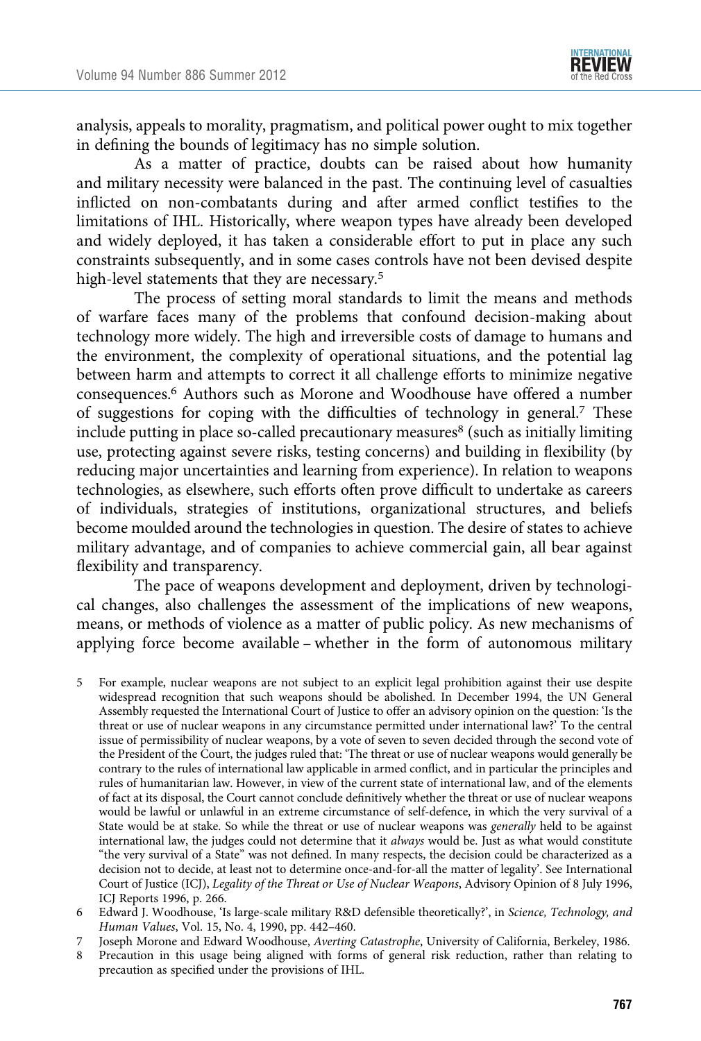analysis, appeals to morality, pragmatism, and political power ought to mix together in defining the bounds of legitimacy has no simple solution.

As a matter of practice, doubts can be raised about how humanity and military necessity were balanced in the past. The continuing level of casualties inflicted on non-combatants during and after armed conflict testifies to the limitations of IHL. Historically, where weapon types have already been developed and widely deployed, it has taken a considerable effort to put in place any such constraints subsequently, and in some cases controls have not been devised despite high-level statements that they are necessary.[5]

The process of setting moral standards to limit the means and methods of warfare faces many of the problems that confound decision-making about technology more widely. The high and irreversible costs of damage to humans and the environment, the complexity of operational situations, and the potential lag between harm and attempts to correct it all challenge efforts to minimize negative consequences.[6] Authors such as Morone and Woodhouse have offered a number of suggestions for coping with the difficulties of technology in general.[7] These include putting in place so-called precautionary measures[8] (such as initially limiting use, protecting against severe risks, testing concerns) and building in flexibility (by reducing major uncertainties and learning from experience). In relation to weapons technologies, as elsewhere, such efforts often prove difficult to undertake as careers of individuals, strategies of institutions, organizational structures, and beliefs become moulded around the technologies in question. The desire of states to achieve military advantage, and of companies to achieve commercial gain, all bear against flexibility and transparency.

The pace of weapons development and deployment, driven by technological changes, also challenges the assessment of the implications of new weapons, means, or methods of violence as a matter of public policy. As new mechanisms of applying force become available – whether in the form of autonomous military

---

5 For example, nuclear weapons are not subject to an explicit legal prohibition against their use despite widespread recognition that such weapons should be abolished. In December 1994, the UN General Assembly requested the International Court of Justice to offer an advisory opinion on the question: 'Is the threat or use of nuclear weapons in any circumstance permitted under international law?' To the central issue of permissibility of nuclear weapons, by a vote of seven to seven decided through the second vote of the President of the Court, the judges ruled that: 'The threat or use of nuclear weapons would generally be contrary to the rules of international law applicable in armed conflict, and in particular the principles and rules of humanitarian law. However, in view of the current state of international law, and of the elements of fact at its disposal, the Court cannot conclude definitively whether the threat or use of nuclear weapons would be lawful or unlawful in an extreme circumstance of self-defence, in which the very survival of a State would be at stake. So while the threat or use of nuclear weapons was *generally* held to be against international law, the judges could not determine that it *always* would be. Just as what would constitute "the very survival of a State" was not defined. In many respects, the decision could be characterized as a decision not to decide, at least not to determine once-and-for-all the matter of legality'. See International Court of Justice (ICJ), *Legality of the Threat or Use of Nuclear Weapons*, Advisory Opinion of 8 July 1996, ICJ Reports 1996, p. 266.

6 Edward J. Woodhouse, 'Is large-scale military R&D defensible theoretically?', in *Science, Technology, and Human Values*, Vol. 15, No. 4, 1990, pp. 442–460.

7 Joseph Morone and Edward Woodhouse, *Averting Catastrophe*, University of California, Berkeley, 1986.

8 Precaution in this usage being aligned with forms of general risk reduction, rather than relating to precaution as specified under the provisions of IHL.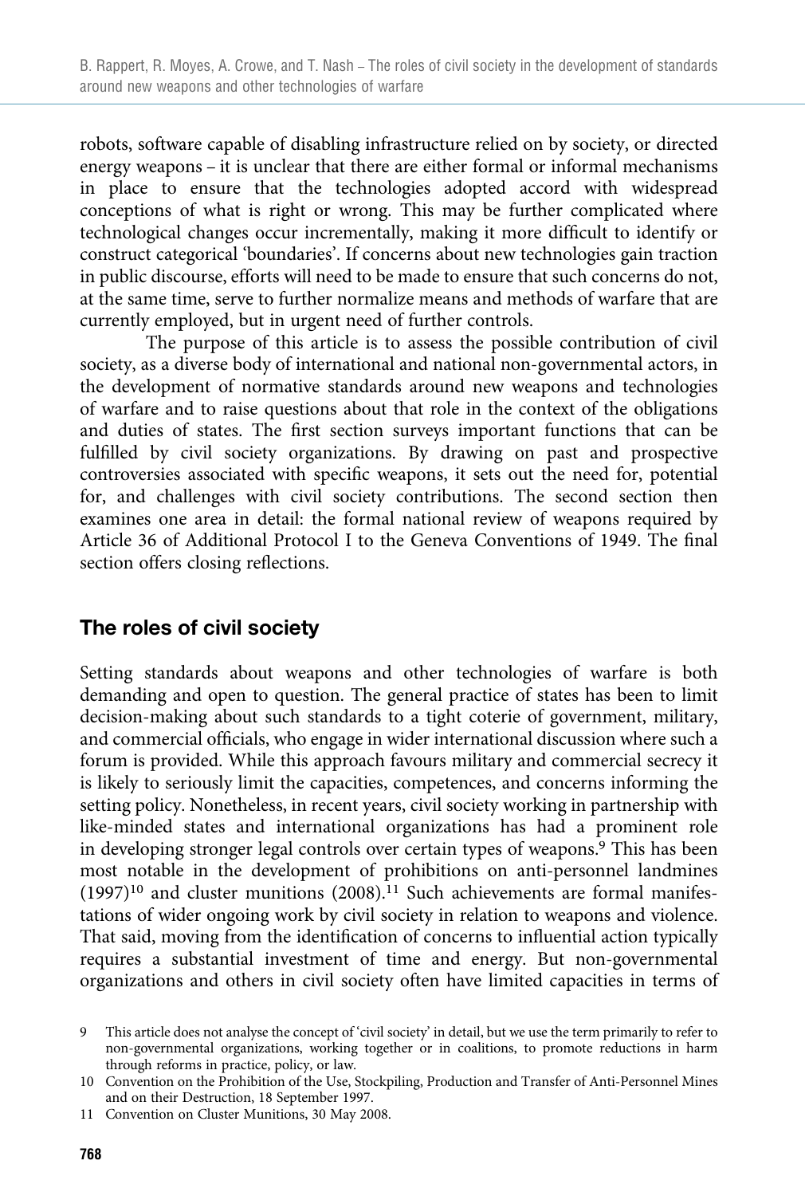robots, software capable of disabling infrastructure relied on by society, or directed energy weapons – it is unclear that there are either formal or informal mechanisms in place to ensure that the technologies adopted accord with widespread conceptions of what is right or wrong. This may be further complicated where technological changes occur incrementally, making it more difficult to identify or construct categorical 'boundaries'. If concerns about new technologies gain traction in public discourse, efforts will need to be made to ensure that such concerns do not, at the same time, serve to further normalize means and methods of warfare that are currently employed, but in urgent need of further controls.

The purpose of this article is to assess the possible contribution of civil society, as a diverse body of international and national non-governmental actors, in the development of normative standards around new weapons and technologies of warfare and to raise questions about that role in the context of the obligations and duties of states. The first section surveys important functions that can be fulfilled by civil society organizations. By drawing on past and prospective controversies associated with specific weapons, it sets out the need for, potential for, and challenges with civil society contributions. The second section then examines one area in detail: the formal national review of weapons required by Article 36 of Additional Protocol I to the Geneva Conventions of 1949. The final section offers closing reflections.

## The roles of civil society

Setting standards about weapons and other technologies of warfare is both demanding and open to question. The general practice of states has been to limit decision-making about such standards to a tight coterie of government, military, and commercial officials, who engage in wider international discussion where such a forum is provided. While this approach favours military and commercial secrecy it is likely to seriously limit the capacities, competences, and concerns informing the setting policy. Nonetheless, in recent years, civil society working in partnership with like-minded states and international organizations has had a prominent role in developing stronger legal controls over certain types of weapons.[9] This has been most notable in the development of prohibitions on anti-personnel landmines (1997)[10] and cluster munitions (2008).[11] Such achievements are formal manifestations of wider ongoing work by civil society in relation to weapons and violence. That said, moving from the identification of concerns to influential action typically requires a substantial investment of time and energy. But non-governmental organizations and others in civil society often have limited capacities in terms of

9 This article does not analyse the concept of 'civil society' in detail, but we use the term primarily to refer to non-governmental organizations, working together or in coalitions, to promote reductions in harm through reforms in practice, policy, or law.

10 Convention on the Prohibition of the Use, Stockpiling, Production and Transfer of Anti-Personnel Mines and on their Destruction, 18 September 1997.

11 Convention on Cluster Munitions, 30 May 2008.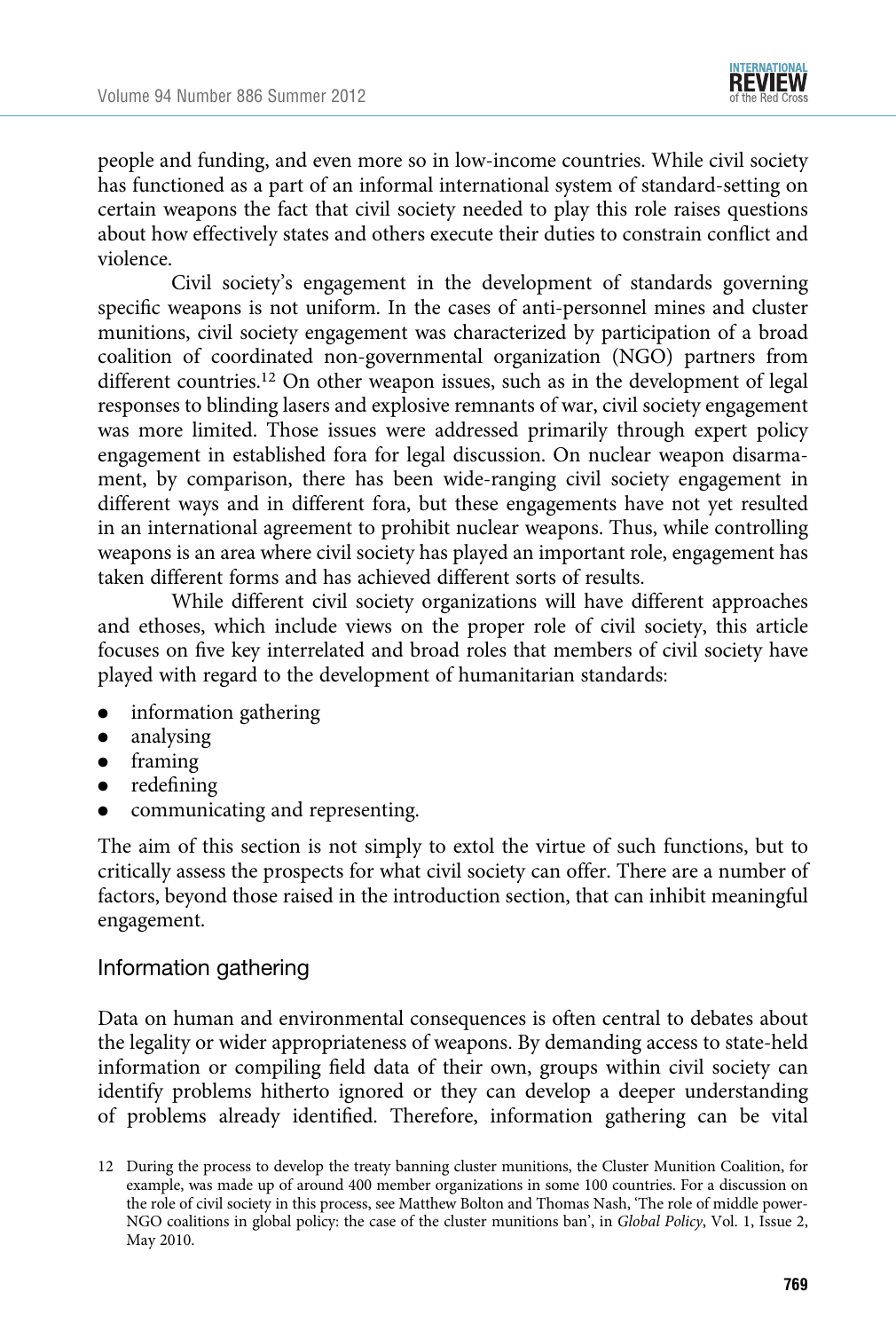people and funding, and even more so in low-income countries. While civil society has functioned as a part of an informal international system of standard-setting on certain weapons the fact that civil society needed to play this role raises questions about how effectively states and others execute their duties to constrain conflict and violence.

Civil society's engagement in the development of standards governing specific weapons is not uniform. In the cases of anti-personnel mines and cluster munitions, civil society engagement was characterized by participation of a broad coalition of coordinated non-governmental organization (NGO) partners from different countries.[12] On other weapon issues, such as in the development of legal responses to blinding lasers and explosive remnants of war, civil society engagement was more limited. Those issues were addressed primarily through expert policy engagement in established fora for legal discussion. On nuclear weapon disarmament, by comparison, there has been wide-ranging civil society engagement in different ways and in different fora, but these engagements have not yet resulted in an international agreement to prohibit nuclear weapons. Thus, while controlling weapons is an area where civil society has played an important role, engagement has taken different forms and has achieved different sorts of results.

While different civil society organizations will have different approaches and ethoses, which include views on the proper role of civil society, this article focuses on five key interrelated and broad roles that members of civil society have played with regard to the development of humanitarian standards:

- information gathering
- analysing
- framing
- redefining
- communicating and representing.

The aim of this section is not simply to extol the virtue of such functions, but to critically assess the prospects for what civil society can offer. There are a number of factors, beyond those raised in the introduction section, that can inhibit meaningful engagement.

## Information gathering

Data on human and environmental consequences is often central to debates about the legality or wider appropriateness of weapons. By demanding access to state-held information or compiling field data of their own, groups within civil society can identify problems hitherto ignored or they can develop a deeper understanding of problems already identified. Therefore, information gathering can be vital

12 During the process to develop the treaty banning cluster munitions, the Cluster Munition Coalition, for example, was made up of around 400 member organizations in some 100 countries. For a discussion on the role of civil society in this process, see Matthew Bolton and Thomas Nash, 'The role of middle power-NGO coalitions in global policy: the case of the cluster munitions ban', in *Global Policy*, Vol. 1, Issue 2, May 2010.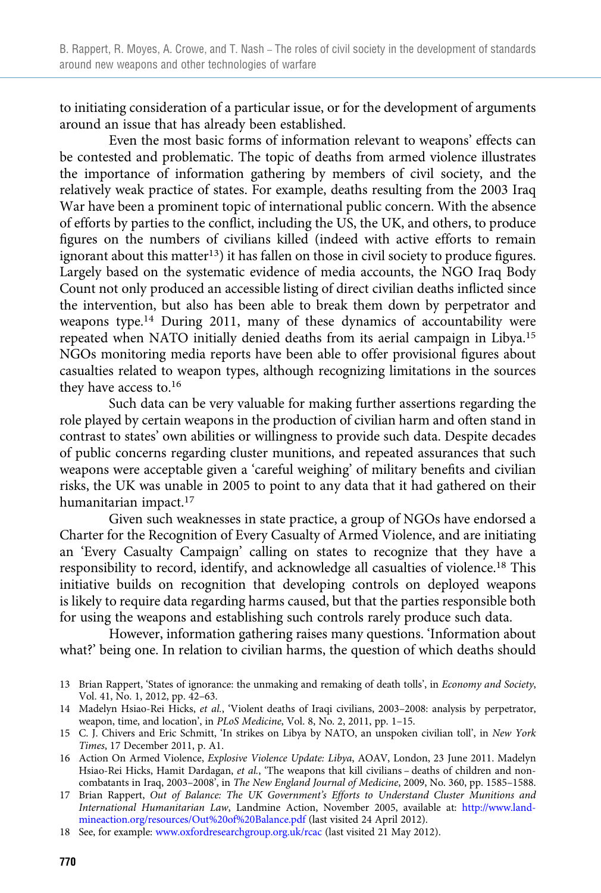to initiating consideration of a particular issue, or for the development of arguments around an issue that has already been established.

Even the most basic forms of information relevant to weapons' effects can be contested and problematic. The topic of deaths from armed violence illustrates the importance of information gathering by members of civil society, and the relatively weak practice of states. For example, deaths resulting from the 2003 Iraq War have been a prominent topic of international public concern. With the absence of efforts by parties to the conflict, including the US, the UK, and others, to produce figures on the numbers of civilians killed (indeed with active efforts to remain ignorant about this matter[13]) it has fallen on those in civil society to produce figures. Largely based on the systematic evidence of media accounts, the NGO Iraq Body Count not only produced an accessible listing of direct civilian deaths inflicted since the intervention, but also has been able to break them down by perpetrator and weapons type.[14] During 2011, many of these dynamics of accountability were repeated when NATO initially denied deaths from its aerial campaign in Libya.[15] NGOs monitoring media reports have been able to offer provisional figures about casualties related to weapon types, although recognizing limitations in the sources they have access to.[16]

Such data can be very valuable for making further assertions regarding the role played by certain weapons in the production of civilian harm and often stand in contrast to states' own abilities or willingness to provide such data. Despite decades of public concerns regarding cluster munitions, and repeated assurances that such weapons were acceptable given a 'careful weighing' of military benefits and civilian risks, the UK was unable in 2005 to point to any data that it had gathered on their humanitarian impact.[17]

Given such weaknesses in state practice, a group of NGOs have endorsed a Charter for the Recognition of Every Casualty of Armed Violence, and are initiating an 'Every Casualty Campaign' calling on states to recognize that they have a responsibility to record, identify, and acknowledge all casualties of violence.[18] This initiative builds on recognition that developing controls on deployed weapons is likely to require data regarding harms caused, but that the parties responsible both for using the weapons and establishing such controls rarely produce such data.

However, information gathering raises many questions. 'Information about what?' being one. In relation to civilian harms, the question of which deaths should

13 Brian Rappert, 'States of ignorance: the unmaking and remaking of death tolls', in *Economy and Society*, Vol. 41, No. 1, 2012, pp. 42–63.

14 Madelyn Hsiao-Rei Hicks, *et al.*, 'Violent deaths of Iraqi civilians, 2003–2008: analysis by perpetrator, weapon, time, and location', in *PLoS Medicine*, Vol. 8, No. 2, 2011, pp. 1–15.

15 C. J. Chivers and Eric Schmitt, 'In strikes on Libya by NATO, an unspoken civilian toll', in *New York Times*, 17 December 2011, p. A1.

16 Action On Armed Violence, *Explosive Violence Update: Libya*, AOAV, London, 23 June 2011. Madelyn Hsiao-Rei Hicks, Hamit Dardagan, *et al.*, 'The weapons that kill civilians – deaths of children and non-combatants in Iraq, 2003–2008', in *The New England Journal of Medicine*, 2009, No. 360, pp. 1585–1588.

17 Brian Rappert, *Out of Balance: The UK Government's Efforts to Understand Cluster Munitions and International Humanitarian Law*, Landmine Action, November 2005, available at: http://www.landmineaction.org/resources/Out%20of%20Balance.pdf (last visited 24 April 2012).

18 See, for example: www.oxfordresearchgroup.org.uk/rcac (last visited 21 May 2012).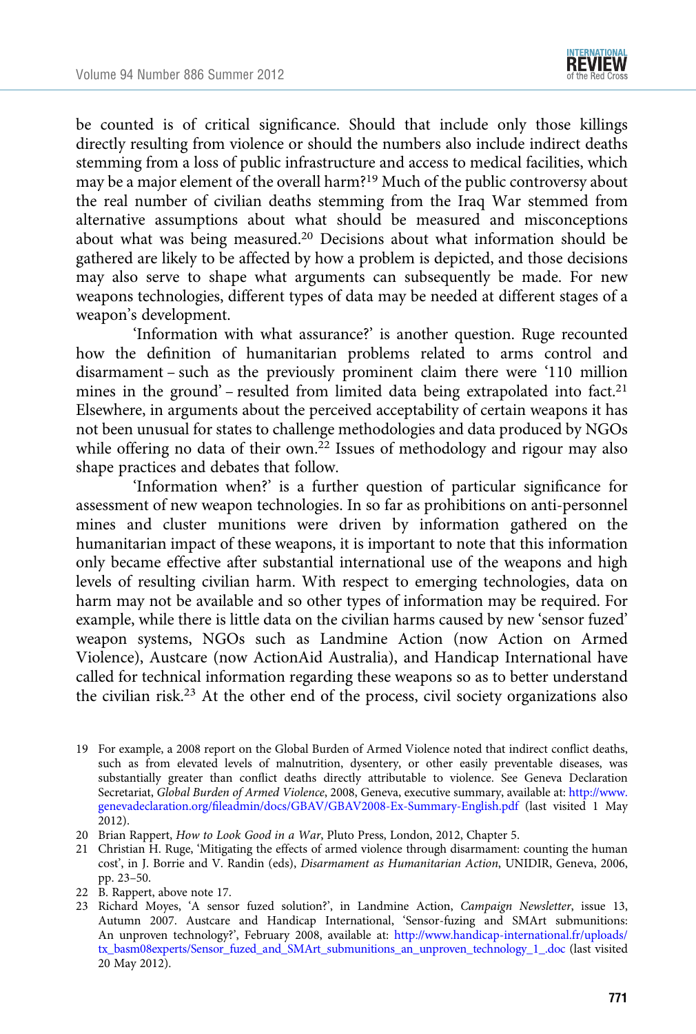be counted is of critical significance. Should that include only those killings directly resulting from violence or should the numbers also include indirect deaths stemming from a loss of public infrastructure and access to medical facilities, which may be a major element of the overall harm?[19] Much of the public controversy about the real number of civilian deaths stemming from the Iraq War stemmed from alternative assumptions about what should be measured and misconceptions about what was being measured.[20] Decisions about what information should be gathered are likely to be affected by how a problem is depicted, and those decisions may also serve to shape what arguments can subsequently be made. For new weapons technologies, different types of data may be needed at different stages of a weapon's development.

'Information with what assurance?' is another question. Ruge recounted how the definition of humanitarian problems related to arms control and disarmament – such as the previously prominent claim there were '110 million mines in the ground' – resulted from limited data being extrapolated into fact.[21] Elsewhere, in arguments about the perceived acceptability of certain weapons it has not been unusual for states to challenge methodologies and data produced by NGOs while offering no data of their own.[22] Issues of methodology and rigour may also shape practices and debates that follow.

'Information when?' is a further question of particular significance for assessment of new weapon technologies. In so far as prohibitions on anti-personnel mines and cluster munitions were driven by information gathered on the humanitarian impact of these weapons, it is important to note that this information only became effective after substantial international use of the weapons and high levels of resulting civilian harm. With respect to emerging technologies, data on harm may not be available and so other types of information may be required. For example, while there is little data on the civilian harms caused by new 'sensor fuzed' weapon systems, NGOs such as Landmine Action (now Action on Armed Violence), Austcare (now ActionAid Australia), and Handicap International have called for technical information regarding these weapons so as to better understand the civilian risk.[23] At the other end of the process, civil society organizations also

19 For example, a 2008 report on the Global Burden of Armed Violence noted that indirect conflict deaths, such as from elevated levels of malnutrition, dysentery, or other easily preventable diseases, was substantially greater than conflict deaths directly attributable to violence. See Geneva Declaration Secretariat, *Global Burden of Armed Violence*, 2008, Geneva, executive summary, available at: http://www.genevadeclaration.org/fileadmin/docs/GBAV/GBAV2008-Ex-Summary-English.pdf (last visited 1 May 2012).

20 Brian Rappert, *How to Look Good in a War*, Pluto Press, London, 2012, Chapter 5.

21 Christian H. Ruge, 'Mitigating the effects of armed violence through disarmament: counting the human cost', in J. Borrie and V. Randin (eds), *Disarmament as Humanitarian Action*, UNIDIR, Geneva, 2006, pp. 23–50.

22 B. Rappert, above note 17.

23 Richard Moyes, 'A sensor fuzed solution?', in Landmine Action, *Campaign Newsletter*, issue 13, Autumn 2007. Austcare and Handicap International, 'Sensor-fuzing and SMArt submunitions: An unproven technology?', February 2008, available at: http://www.handicap-international.fr/uploads/tx_basm08experts/Sensor_fuzed_and_SMArt_submunitions_an_unproven_technology_1_.doc (last visited 20 May 2012).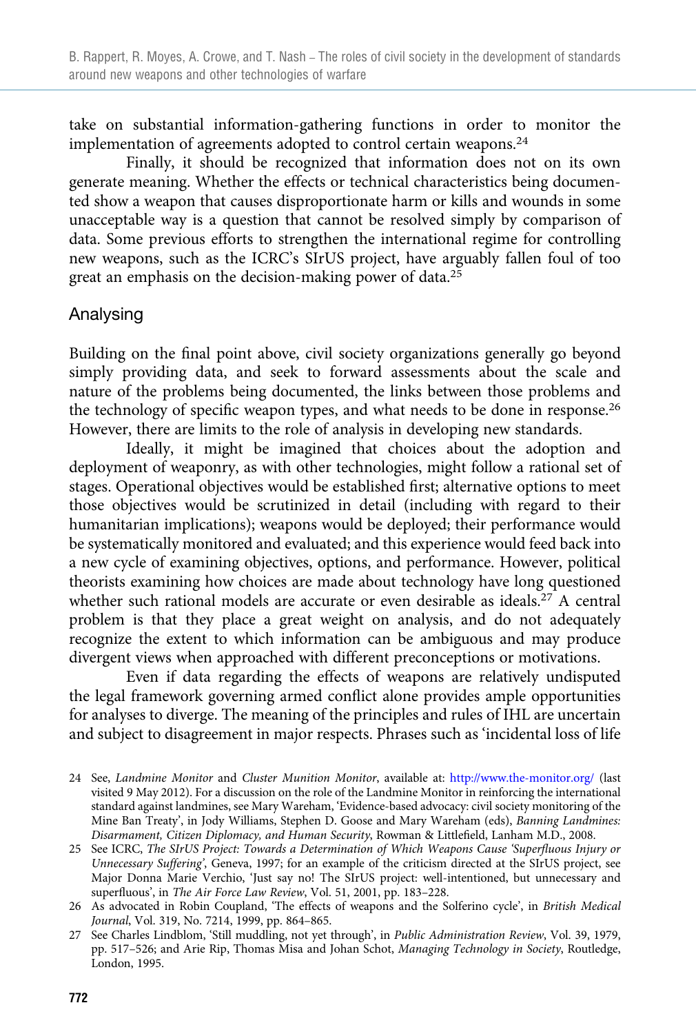take on substantial information-gathering functions in order to monitor the implementation of agreements adopted to control certain weapons.[24]

Finally, it should be recognized that information does not on its own generate meaning. Whether the effects or technical characteristics being documented show a weapon that causes disproportionate harm or kills and wounds in some unacceptable way is a question that cannot be resolved simply by comparison of data. Some previous efforts to strengthen the international regime for controlling new weapons, such as the ICRC's SIrUS project, have arguably fallen foul of too great an emphasis on the decision-making power of data.[25]

## Analysing

Building on the final point above, civil society organizations generally go beyond simply providing data, and seek to forward assessments about the scale and nature of the problems being documented, the links between those problems and the technology of specific weapon types, and what needs to be done in response.[26] However, there are limits to the role of analysis in developing new standards.

Ideally, it might be imagined that choices about the adoption and deployment of weaponry, as with other technologies, might follow a rational set of stages. Operational objectives would be established first; alternative options to meet those objectives would be scrutinized in detail (including with regard to their humanitarian implications); weapons would be deployed; their performance would be systematically monitored and evaluated; and this experience would feed back into a new cycle of examining objectives, options, and performance. However, political theorists examining how choices are made about technology have long questioned whether such rational models are accurate or even desirable as ideals.[27] A central problem is that they place a great weight on analysis, and do not adequately recognize the extent to which information can be ambiguous and may produce divergent views when approached with different preconceptions or motivations.

Even if data regarding the effects of weapons are relatively undisputed the legal framework governing armed conflict alone provides ample opportunities for analyses to diverge. The meaning of the principles and rules of IHL are uncertain and subject to disagreement in major respects. Phrases such as 'incidental loss of life

---

24 See, *Landmine Monitor* and *Cluster Munition Monitor*, available at: http://www.the-monitor.org/ (last visited 9 May 2012). For a discussion on the role of the Landmine Monitor in reinforcing the international standard against landmines, see Mary Wareham, 'Evidence-based advocacy: civil society monitoring of the Mine Ban Treaty', in Jody Williams, Stephen D. Goose and Mary Wareham (eds), *Banning Landmines: Disarmament, Citizen Diplomacy, and Human Security*, Rowman & Littlefield, Lanham M.D., 2008.

25 See ICRC, *The SIrUS Project: Towards a Determination of Which Weapons Cause 'Superfluous Injury or Unnecessary Suffering'*, Geneva, 1997; for an example of the criticism directed at the SIrUS project, see Major Donna Marie Verchio, 'Just say no! The SIrUS project: well-intentioned, but unnecessary and superfluous', in *The Air Force Law Review*, Vol. 51, 2001, pp. 183–228.

26 As advocated in Robin Coupland, 'The effects of weapons and the Solferino cycle', in *British Medical Journal*, Vol. 319, No. 7214, 1999, pp. 864–865.

27 See Charles Lindblom, 'Still muddling, not yet through', in *Public Administration Review*, Vol. 39, 1979, pp. 517–526; and Arie Rip, Thomas Misa and Johan Schot, *Managing Technology in Society*, Routledge, London, 1995.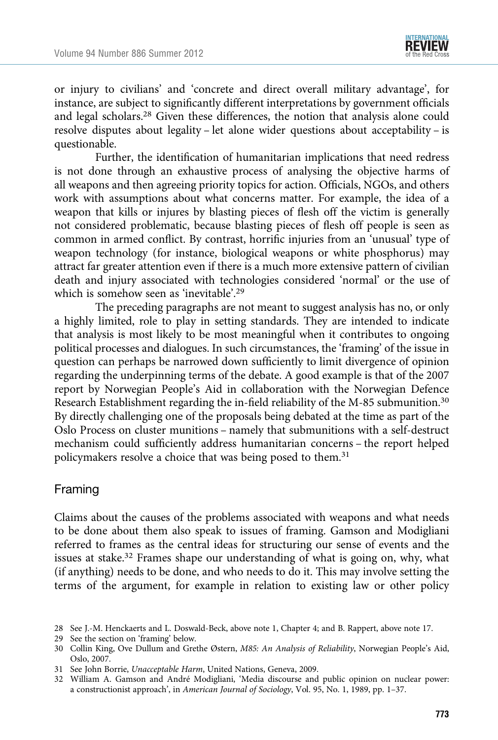or injury to civilians' and 'concrete and direct overall military advantage', for instance, are subject to significantly different interpretations by government officials and legal scholars.[28] Given these differences, the notion that analysis alone could resolve disputes about legality – let alone wider questions about acceptability – is questionable.

Further, the identification of humanitarian implications that need redress is not done through an exhaustive process of analysing the objective harms of all weapons and then agreeing priority topics for action. Officials, NGOs, and others work with assumptions about what concerns matter. For example, the idea of a weapon that kills or injures by blasting pieces of flesh off the victim is generally not considered problematic, because blasting pieces of flesh off people is seen as common in armed conflict. By contrast, horrific injuries from an 'unusual' type of weapon technology (for instance, biological weapons or white phosphorus) may attract far greater attention even if there is a much more extensive pattern of civilian death and injury associated with technologies considered 'normal' or the use of which is somehow seen as 'inevitable'.[29]

The preceding paragraphs are not meant to suggest analysis has no, or only a highly limited, role to play in setting standards. They are intended to indicate that analysis is most likely to be most meaningful when it contributes to ongoing political processes and dialogues. In such circumstances, the 'framing' of the issue in question can perhaps be narrowed down sufficiently to limit divergence of opinion regarding the underpinning terms of the debate. A good example is that of the 2007 report by Norwegian People's Aid in collaboration with the Norwegian Defence Research Establishment regarding the in-field reliability of the M-85 submunition.[30] By directly challenging one of the proposals being debated at the time as part of the Oslo Process on cluster munitions – namely that submunitions with a self-destruct mechanism could sufficiently address humanitarian concerns – the report helped policymakers resolve a choice that was being posed to them.[31]

## Framing

Claims about the causes of the problems associated with weapons and what needs to be done about them also speak to issues of framing. Gamson and Modigliani referred to frames as the central ideas for structuring our sense of events and the issues at stake.[32] Frames shape our understanding of what is going on, why, what (if anything) needs to be done, and who needs to do it. This may involve setting the terms of the argument, for example in relation to existing law or other policy

28 See J.-M. Henckaerts and L. Doswald-Beck, above note 1, Chapter 4; and B. Rappert, above note 17.

29 See the section on 'framing' below.

30 Collin King, Ove Dullum and Grethe Østern, *M85: An Analysis of Reliability*, Norwegian People's Aid, Oslo, 2007.

31 See John Borrie, *Unacceptable Harm*, United Nations, Geneva, 2009.

32 William A. Gamson and André Modigliani, 'Media discourse and public opinion on nuclear power: a constructionist approach', in *American Journal of Sociology*, Vol. 95, No. 1, 1989, pp. 1–37.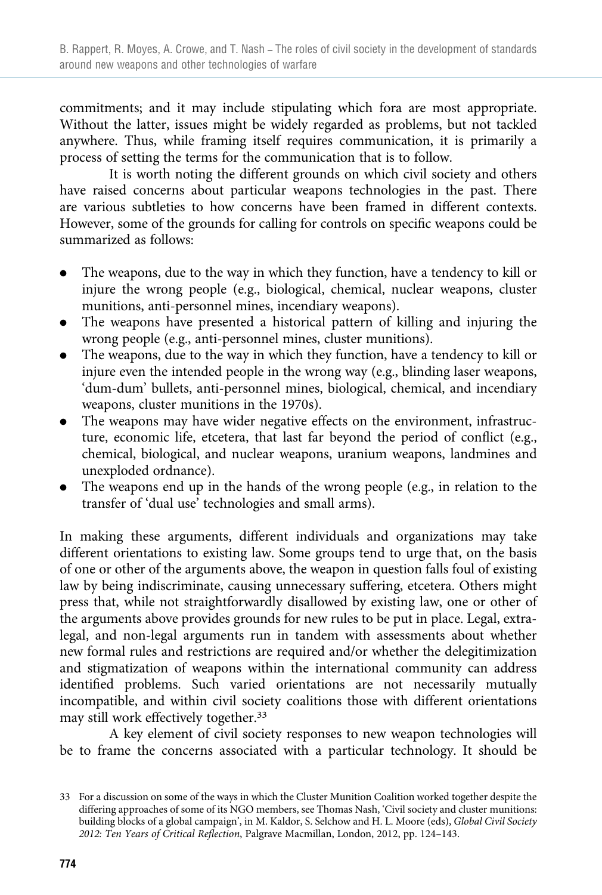commitments; and it may include stipulating which fora are most appropriate. Without the latter, issues might be widely regarded as problems, but not tackled anywhere. Thus, while framing itself requires communication, it is primarily a process of setting the terms for the communication that is to follow.

It is worth noting the different grounds on which civil society and others have raised concerns about particular weapons technologies in the past. There are various subtleties to how concerns have been framed in different contexts. However, some of the grounds for calling for controls on specific weapons could be summarized as follows:

- The weapons, due to the way in which they function, have a tendency to kill or injure the wrong people (e.g., biological, chemical, nuclear weapons, cluster munitions, anti-personnel mines, incendiary weapons).
- The weapons have presented a historical pattern of killing and injuring the wrong people (e.g., anti-personnel mines, cluster munitions).
- The weapons, due to the way in which they function, have a tendency to kill or injure even the intended people in the wrong way (e.g., blinding laser weapons, 'dum-dum' bullets, anti-personnel mines, biological, chemical, and incendiary weapons, cluster munitions in the 1970s).
- The weapons may have wider negative effects on the environment, infrastructure, economic life, etcetera, that last far beyond the period of conflict (e.g., chemical, biological, and nuclear weapons, uranium weapons, landmines and unexploded ordnance).
- The weapons end up in the hands of the wrong people (e.g., in relation to the transfer of 'dual use' technologies and small arms).

In making these arguments, different individuals and organizations may take different orientations to existing law. Some groups tend to urge that, on the basis of one or other of the arguments above, the weapon in question falls foul of existing law by being indiscriminate, causing unnecessary suffering, etcetera. Others might press that, while not straightforwardly disallowed by existing law, one or other of the arguments above provides grounds for new rules to be put in place. Legal, extra-legal, and non-legal arguments run in tandem with assessments about whether new formal rules and restrictions are required and/or whether the delegitimization and stigmatization of weapons within the international community can address identified problems. Such varied orientations are not necessarily mutually incompatible, and within civil society coalitions those with different orientations may still work effectively together.[33]

A key element of civil society responses to new weapon technologies will be to frame the concerns associated with a particular technology. It should be

33 For a discussion on some of the ways in which the Cluster Munition Coalition worked together despite the differing approaches of some of its NGO members, see Thomas Nash, 'Civil society and cluster munitions: building blocks of a global campaign', in M. Kaldor, S. Selchow and H. L. Moore (eds), *Global Civil Society 2012: Ten Years of Critical Reflection*, Palgrave Macmillan, London, 2012, pp. 124–143.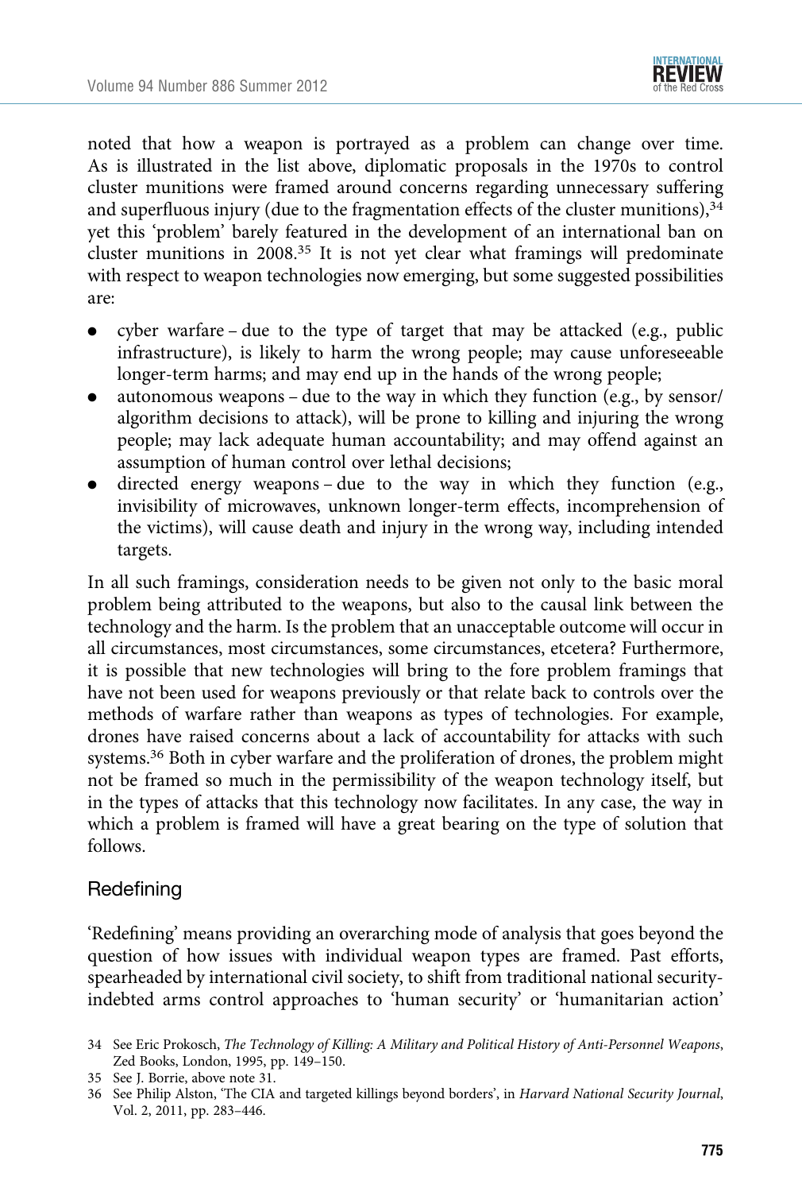noted that how a weapon is portrayed as a problem can change over time. As is illustrated in the list above, diplomatic proposals in the 1970s to control cluster munitions were framed around concerns regarding unnecessary suffering and superfluous injury (due to the fragmentation effects of the cluster munitions),[34] yet this 'problem' barely featured in the development of an international ban on cluster munitions in 2008.[35] It is not yet clear what framings will predominate with respect to weapon technologies now emerging, but some suggested possibilities are:

- cyber warfare – due to the type of target that may be attacked (e.g., public infrastructure), is likely to harm the wrong people; may cause unforeseeable longer-term harms; and may end up in the hands of the wrong people;
- autonomous weapons – due to the way in which they function (e.g., by sensor/algorithm decisions to attack), will be prone to killing and injuring the wrong people; may lack adequate human accountability; and may offend against an assumption of human control over lethal decisions;
- directed energy weapons – due to the way in which they function (e.g., invisibility of microwaves, unknown longer-term effects, incomprehension of the victims), will cause death and injury in the wrong way, including intended targets.

In all such framings, consideration needs to be given not only to the basic moral problem being attributed to the weapons, but also to the causal link between the technology and the harm. Is the problem that an unacceptable outcome will occur in all circumstances, most circumstances, some circumstances, etcetera? Furthermore, it is possible that new technologies will bring to the fore problem framings that have not been used for weapons previously or that relate back to controls over the methods of warfare rather than weapons as types of technologies. For example, drones have raised concerns about a lack of accountability for attacks with such systems.[36] Both in cyber warfare and the proliferation of drones, the problem might not be framed so much in the permissibility of the weapon technology itself, but in the types of attacks that this technology now facilitates. In any case, the way in which a problem is framed will have a great bearing on the type of solution that follows.

## Redefining

'Redefining' means providing an overarching mode of analysis that goes beyond the question of how issues with individual weapon types are framed. Past efforts, spearheaded by international civil society, to shift from traditional national security-indebted arms control approaches to 'human security' or 'humanitarian action'

---

34 See Eric Prokosch, *The Technology of Killing: A Military and Political History of Anti-Personnel Weapons*, Zed Books, London, 1995, pp. 149–150.

35 See J. Borrie, above note 31.

36 See Philip Alston, 'The CIA and targeted killings beyond borders', in *Harvard National Security Journal*, Vol. 2, 2011, pp. 283–446.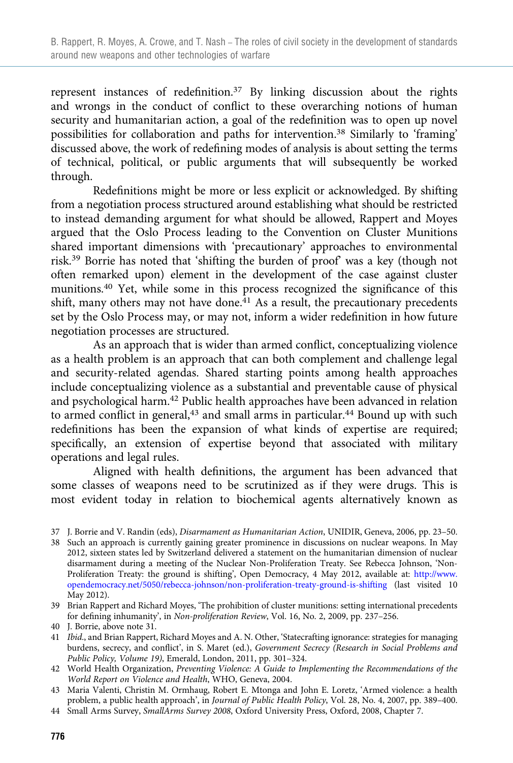represent instances of redefinition.[37] By linking discussion about the rights and wrongs in the conduct of conflict to these overarching notions of human security and humanitarian action, a goal of the redefinition was to open up novel possibilities for collaboration and paths for intervention.[38] Similarly to 'framing' discussed above, the work of redefining modes of analysis is about setting the terms of technical, political, or public arguments that will subsequently be worked through.

Redefinitions might be more or less explicit or acknowledged. By shifting from a negotiation process structured around establishing what should be restricted to instead demanding argument for what should be allowed, Rappert and Moyes argued that the Oslo Process leading to the Convention on Cluster Munitions shared important dimensions with 'precautionary' approaches to environmental risk.[39] Borrie has noted that 'shifting the burden of proof' was a key (though not often remarked upon) element in the development of the case against cluster munitions.[40] Yet, while some in this process recognized the significance of this shift, many others may not have done.[41] As a result, the precautionary precedents set by the Oslo Process may, or may not, inform a wider redefinition in how future negotiation processes are structured.

As an approach that is wider than armed conflict, conceptualizing violence as a health problem is an approach that can both complement and challenge legal and security-related agendas. Shared starting points among health approaches include conceptualizing violence as a substantial and preventable cause of physical and psychological harm.[42] Public health approaches have been advanced in relation to armed conflict in general,[43] and small arms in particular.[44] Bound up with such redefinitions has been the expansion of what kinds of expertise are required; specifically, an extension of expertise beyond that associated with military operations and legal rules.

Aligned with health definitions, the argument has been advanced that some classes of weapons need to be scrutinized as if they were drugs. This is most evident today in relation to biochemical agents alternatively known as

37 J. Borrie and V. Randin (eds), *Disarmament as Humanitarian Action*, UNIDIR, Geneva, 2006, pp. 23–50.

38 Such an approach is currently gaining greater prominence in discussions on nuclear weapons. In May 2012, sixteen states led by Switzerland delivered a statement on the humanitarian dimension of nuclear disarmament during a meeting of the Nuclear Non-Proliferation Treaty. See Rebecca Johnson, 'Non-Proliferation Treaty: the ground is shifting', Open Democracy, 4 May 2012, available at: http://www.opendemocracy.net/5050/rebecca-johnson/non-proliferation-treaty-ground-is-shifting (last visited 10 May 2012).

39 Brian Rappert and Richard Moyes, 'The prohibition of cluster munitions: setting international precedents for defining inhumanity', in *Non-proliferation Review*, Vol. 16, No. 2, 2009, pp. 237–256.

40 J. Borrie, above note 31.

41 *Ibid*., and Brian Rappert, Richard Moyes and A. N. Other, 'Statecrafting ignorance: strategies for managing burdens, secrecy, and conflict', in S. Maret (ed.), *Government Secrecy (Research in Social Problems and Public Policy, Volume 19)*, Emerald, London, 2011, pp. 301–324.

42 World Health Organization, *Preventing Violence: A Guide to Implementing the Recommendations of the World Report on Violence and Health*, WHO, Geneva, 2004.

43 Maria Valenti, Christin M. Ormhaug, Robert E. Mtonga and John E. Loretz, 'Armed violence: a health problem, a public health approach', in *Journal of Public Health Policy*, Vol. 28, No. 4, 2007, pp. 389–400.

44 Small Arms Survey, *SmallArms Survey 2008*, Oxford University Press, Oxford, 2008, Chapter 7.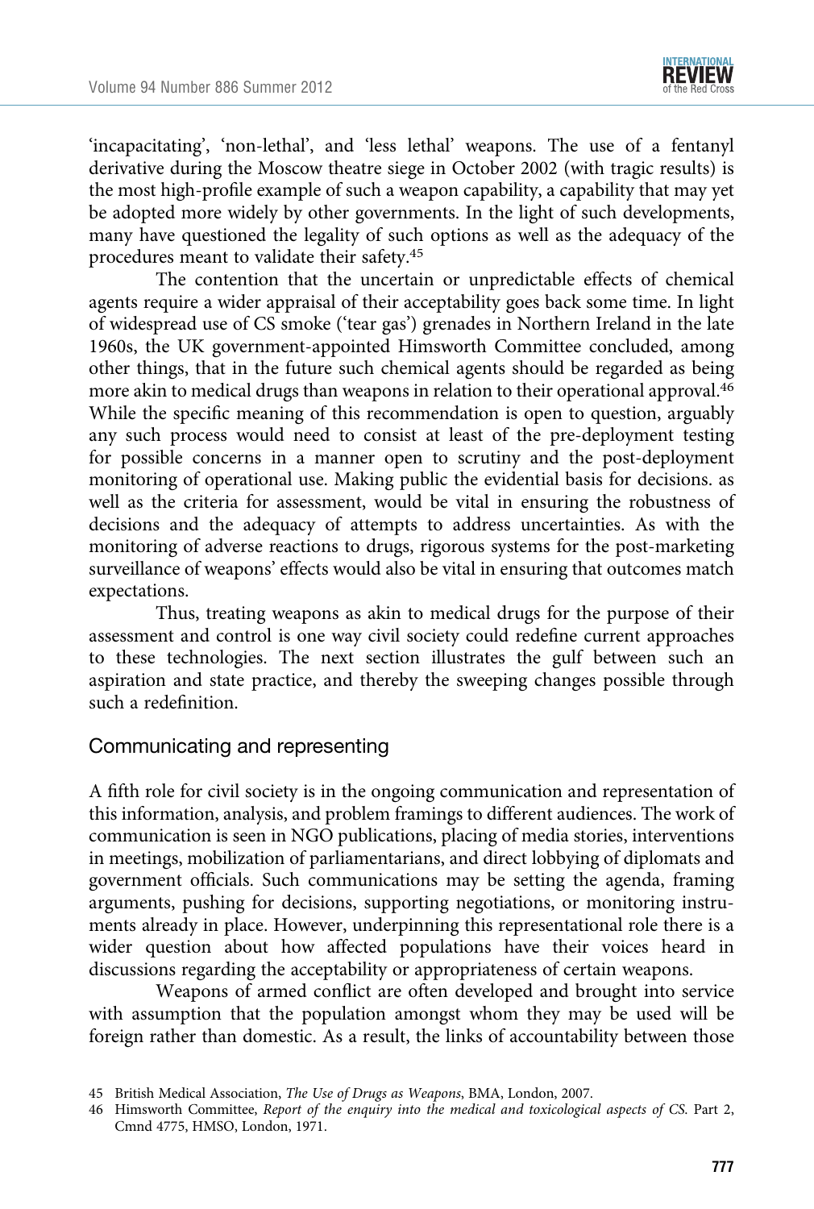'incapacitating', 'non-lethal', and 'less lethal' weapons. The use of a fentanyl derivative during the Moscow theatre siege in October 2002 (with tragic results) is the most high-profile example of such a weapon capability, a capability that may yet be adopted more widely by other governments. In the light of such developments, many have questioned the legality of such options as well as the adequacy of the procedures meant to validate their safety.[45]

The contention that the uncertain or unpredictable effects of chemical agents require a wider appraisal of their acceptability goes back some time. In light of widespread use of CS smoke ('tear gas') grenades in Northern Ireland in the late 1960s, the UK government-appointed Himsworth Committee concluded, among other things, that in the future such chemical agents should be regarded as being more akin to medical drugs than weapons in relation to their operational approval.[46] While the specific meaning of this recommendation is open to question, arguably any such process would need to consist at least of the pre-deployment testing for possible concerns in a manner open to scrutiny and the post-deployment monitoring of operational use. Making public the evidential basis for decisions. as well as the criteria for assessment, would be vital in ensuring the robustness of decisions and the adequacy of attempts to address uncertainties. As with the monitoring of adverse reactions to drugs, rigorous systems for the post-marketing surveillance of weapons' effects would also be vital in ensuring that outcomes match expectations.

Thus, treating weapons as akin to medical drugs for the purpose of their assessment and control is one way civil society could redefine current approaches to these technologies. The next section illustrates the gulf between such an aspiration and state practice, and thereby the sweeping changes possible through such a redefinition.

## Communicating and representing

A fifth role for civil society is in the ongoing communication and representation of this information, analysis, and problem framings to different audiences. The work of communication is seen in NGO publications, placing of media stories, interventions in meetings, mobilization of parliamentarians, and direct lobbying of diplomats and government officials. Such communications may be setting the agenda, framing arguments, pushing for decisions, supporting negotiations, or monitoring instruments already in place. However, underpinning this representational role there is a wider question about how affected populations have their voices heard in discussions regarding the acceptability or appropriateness of certain weapons.

Weapons of armed conflict are often developed and brought into service with assumption that the population amongst whom they may be used will be foreign rather than domestic. As a result, the links of accountability between those

45 British Medical Association, *The Use of Drugs as Weapons*, BMA, London, 2007.

46 Himsworth Committee, *Report of the enquiry into the medical and toxicological aspects of CS*. Part 2, Cmnd 4775, HMSO, London, 1971.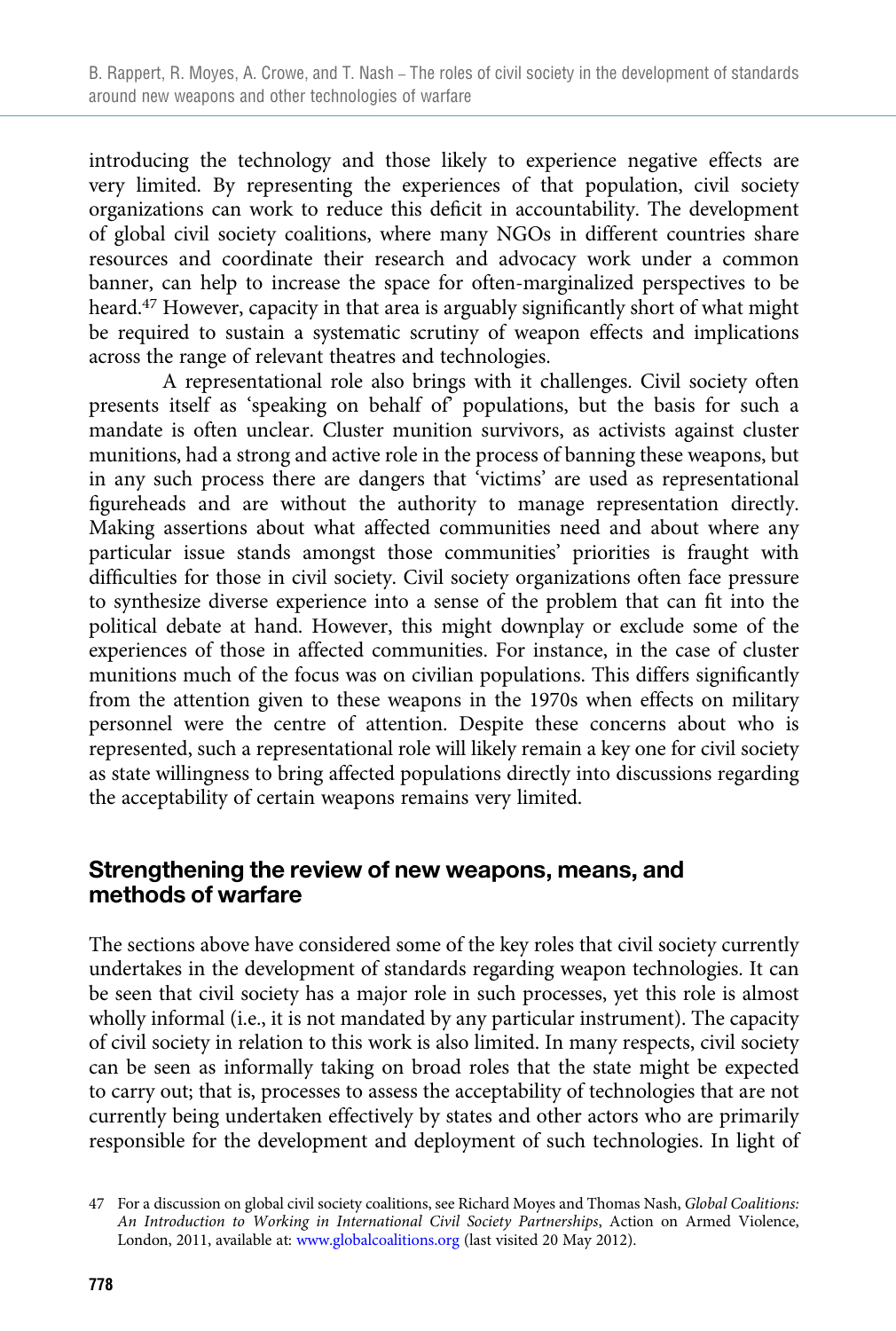introducing the technology and those likely to experience negative effects are very limited. By representing the experiences of that population, civil society organizations can work to reduce this deficit in accountability. The development of global civil society coalitions, where many NGOs in different countries share resources and coordinate their research and advocacy work under a common banner, can help to increase the space for often-marginalized perspectives to be heard.[47] However, capacity in that area is arguably significantly short of what might be required to sustain a systematic scrutiny of weapon effects and implications across the range of relevant theatres and technologies.

A representational role also brings with it challenges. Civil society often presents itself as 'speaking on behalf of' populations, but the basis for such a mandate is often unclear. Cluster munition survivors, as activists against cluster munitions, had a strong and active role in the process of banning these weapons, but in any such process there are dangers that 'victims' are used as representational figureheads and are without the authority to manage representation directly. Making assertions about what affected communities need and about where any particular issue stands amongst those communities' priorities is fraught with difficulties for those in civil society. Civil society organizations often face pressure to synthesize diverse experience into a sense of the problem that can fit into the political debate at hand. However, this might downplay or exclude some of the experiences of those in affected communities. For instance, in the case of cluster munitions much of the focus was on civilian populations. This differs significantly from the attention given to these weapons in the 1970s when effects on military personnel were the centre of attention. Despite these concerns about who is represented, such a representational role will likely remain a key one for civil society as state willingness to bring affected populations directly into discussions regarding the acceptability of certain weapons remains very limited.

## Strengthening the review of new weapons, means, and methods of warfare

The sections above have considered some of the key roles that civil society currently undertakes in the development of standards regarding weapon technologies. It can be seen that civil society has a major role in such processes, yet this role is almost wholly informal (i.e., it is not mandated by any particular instrument). The capacity of civil society in relation to this work is also limited. In many respects, civil society can be seen as informally taking on broad roles that the state might be expected to carry out; that is, processes to assess the acceptability of technologies that are not currently being undertaken effectively by states and other actors who are primarily responsible for the development and deployment of such technologies. In light of

47 For a discussion on global civil society coalitions, see Richard Moyes and Thomas Nash, *Global Coalitions: An Introduction to Working in International Civil Society Partnerships*, Action on Armed Violence, London, 2011, available at: www.globalcoalitions.org (last visited 20 May 2012).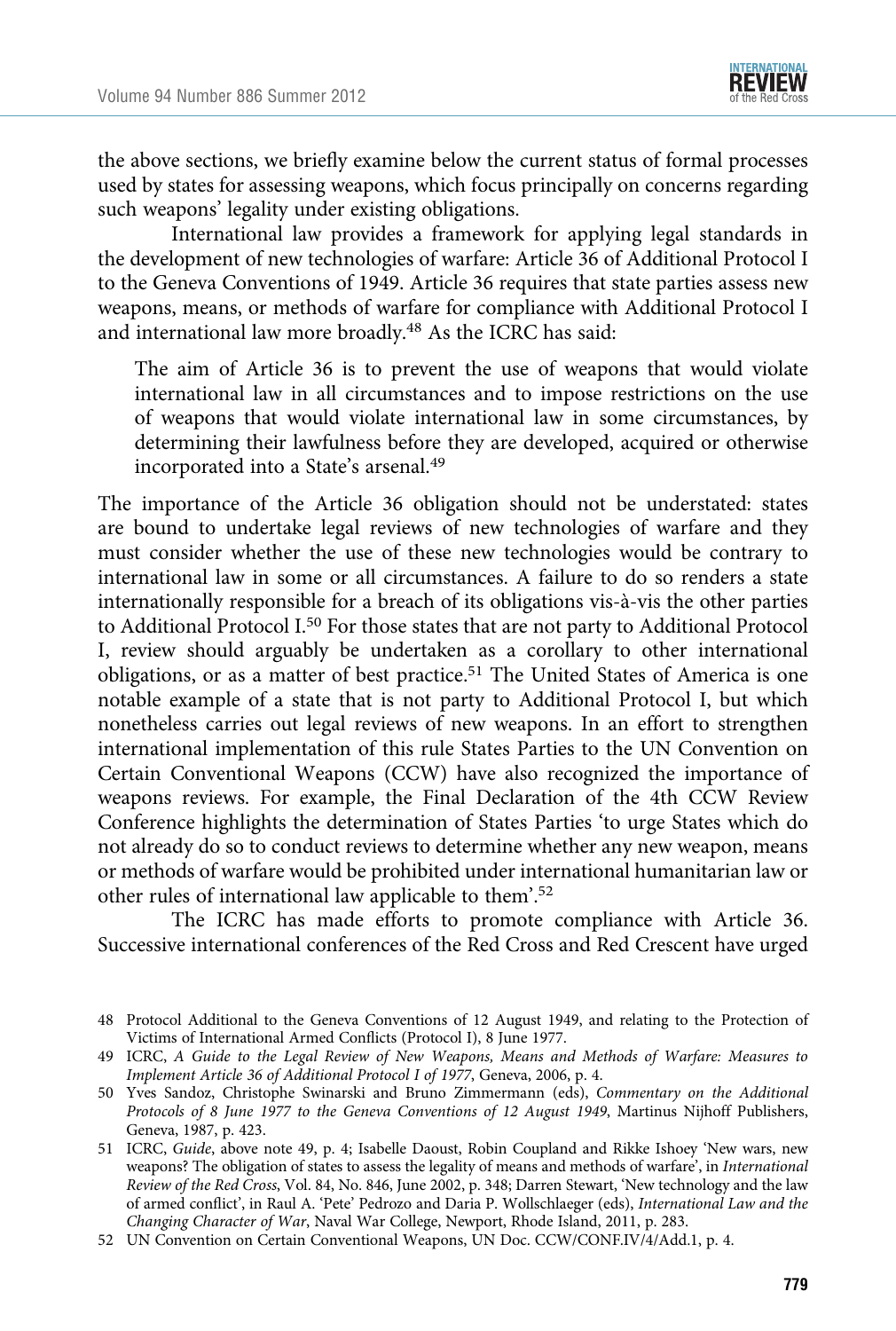the above sections, we briefly examine below the current status of formal processes used by states for assessing weapons, which focus principally on concerns regarding such weapons' legality under existing obligations.

International law provides a framework for applying legal standards in the development of new technologies of warfare: Article 36 of Additional Protocol I to the Geneva Conventions of 1949. Article 36 requires that state parties assess new weapons, means, or methods of warfare for compliance with Additional Protocol I and international law more broadly.[48] As the ICRC has said:

> The aim of Article 36 is to prevent the use of weapons that would violate international law in all circumstances and to impose restrictions on the use of weapons that would violate international law in some circumstances, by determining their lawfulness before they are developed, acquired or otherwise incorporated into a State's arsenal.[49]

The importance of the Article 36 obligation should not be understated: states are bound to undertake legal reviews of new technologies of warfare and they must consider whether the use of these new technologies would be contrary to international law in some or all circumstances. A failure to do so renders a state internationally responsible for a breach of its obligations vis-à-vis the other parties to Additional Protocol I.[50] For those states that are not party to Additional Protocol I, review should arguably be undertaken as a corollary to other international obligations, or as a matter of best practice.[51] The United States of America is one notable example of a state that is not party to Additional Protocol I, but which nonetheless carries out legal reviews of new weapons. In an effort to strengthen international implementation of this rule States Parties to the UN Convention on Certain Conventional Weapons (CCW) have also recognized the importance of weapons reviews. For example, the Final Declaration of the 4th CCW Review Conference highlights the determination of States Parties 'to urge States which do not already do so to conduct reviews to determine whether any new weapon, means or methods of warfare would be prohibited under international humanitarian law or other rules of international law applicable to them'.[52]

The ICRC has made efforts to promote compliance with Article 36. Successive international conferences of the Red Cross and Red Crescent have urged

48 Protocol Additional to the Geneva Conventions of 12 August 1949, and relating to the Protection of Victims of International Armed Conflicts (Protocol I), 8 June 1977.

49 ICRC, *A Guide to the Legal Review of New Weapons, Means and Methods of Warfare: Measures to Implement Article 36 of Additional Protocol I of 1977*, Geneva, 2006, p. 4.

50 Yves Sandoz, Christophe Swinarski and Bruno Zimmermann (eds), *Commentary on the Additional Protocols of 8 June 1977 to the Geneva Conventions of 12 August 1949*, Martinus Nijhoff Publishers, Geneva, 1987, p. 423.

51 ICRC, *Guide*, above note 49, p. 4; Isabelle Daoust, Robin Coupland and Rikke Ishoey 'New wars, new weapons? The obligation of states to assess the legality of means and methods of warfare', in *International Review of the Red Cross*, Vol. 84, No. 846, June 2002, p. 348; Darren Stewart, 'New technology and the law of armed conflict', in Raul A. 'Pete' Pedrozo and Daria P. Wollschlaeger (eds), *International Law and the Changing Character of War*, Naval War College, Newport, Rhode Island, 2011, p. 283.

52 UN Convention on Certain Conventional Weapons, UN Doc. CCW/CONF.IV/4/Add.1, p. 4.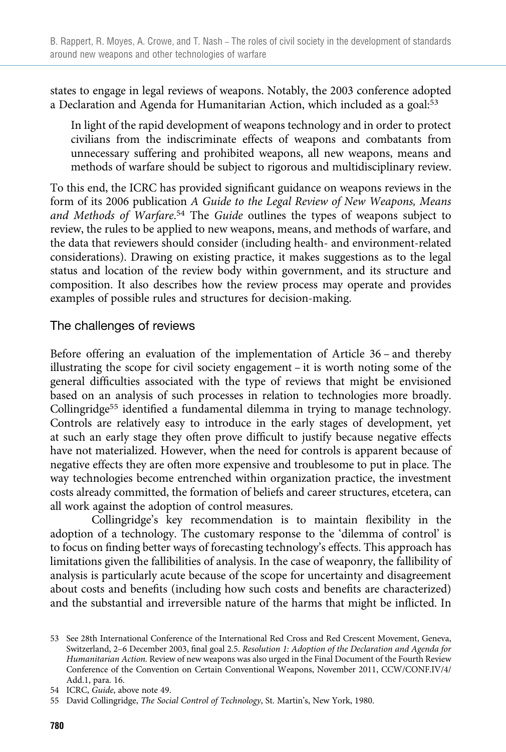states to engage in legal reviews of weapons. Notably, the 2003 conference adopted a Declaration and Agenda for Humanitarian Action, which included as a goal:[53]

> In light of the rapid development of weapons technology and in order to protect civilians from the indiscriminate effects of weapons and combatants from unnecessary suffering and prohibited weapons, all new weapons, means and methods of warfare should be subject to rigorous and multidisciplinary review.

To this end, the ICRC has provided significant guidance on weapons reviews in the form of its 2006 publication *A Guide to the Legal Review of New Weapons, Means and Methods of Warfare*.[54] The *Guide* outlines the types of weapons subject to review, the rules to be applied to new weapons, means, and methods of warfare, and the data that reviewers should consider (including health- and environment-related considerations). Drawing on existing practice, it makes suggestions as to the legal status and location of the review body within government, and its structure and composition. It also describes how the review process may operate and provides examples of possible rules and structures for decision-making.

## The challenges of reviews

Before offering an evaluation of the implementation of Article 36 – and thereby illustrating the scope for civil society engagement – it is worth noting some of the general difficulties associated with the type of reviews that might be envisioned based on an analysis of such processes in relation to technologies more broadly. Collingridge[55] identified a fundamental dilemma in trying to manage technology. Controls are relatively easy to introduce in the early stages of development, yet at such an early stage they often prove difficult to justify because negative effects have not materialized. However, when the need for controls is apparent because of negative effects they are often more expensive and troublesome to put in place. The way technologies become entrenched within organization practice, the investment costs already committed, the formation of beliefs and career structures, etcetera, can all work against the adoption of control measures.

Collingridge's key recommendation is to maintain flexibility in the adoption of a technology. The customary response to the 'dilemma of control' is to focus on finding better ways of forecasting technology's effects. This approach has limitations given the fallibilities of analysis. In the case of weaponry, the fallibility of analysis is particularly acute because of the scope for uncertainty and disagreement about costs and benefits (including how such costs and benefits are characterized) and the substantial and irreversible nature of the harms that might be inflicted. In

---

53 See 28th International Conference of the International Red Cross and Red Crescent Movement, Geneva, Switzerland, 2–6 December 2003, final goal 2.5. *Resolution 1: Adoption of the Declaration and Agenda for Humanitarian Action.* Review of new weapons was also urged in the Final Document of the Fourth Review Conference of the Convention on Certain Conventional Weapons, November 2011, CCW/CONF.IV/4/Add.1, para. 16.

54 ICRC, *Guide*, above note 49.

55 David Collingridge, *The Social Control of Technology*, St. Martin's, New York, 1980.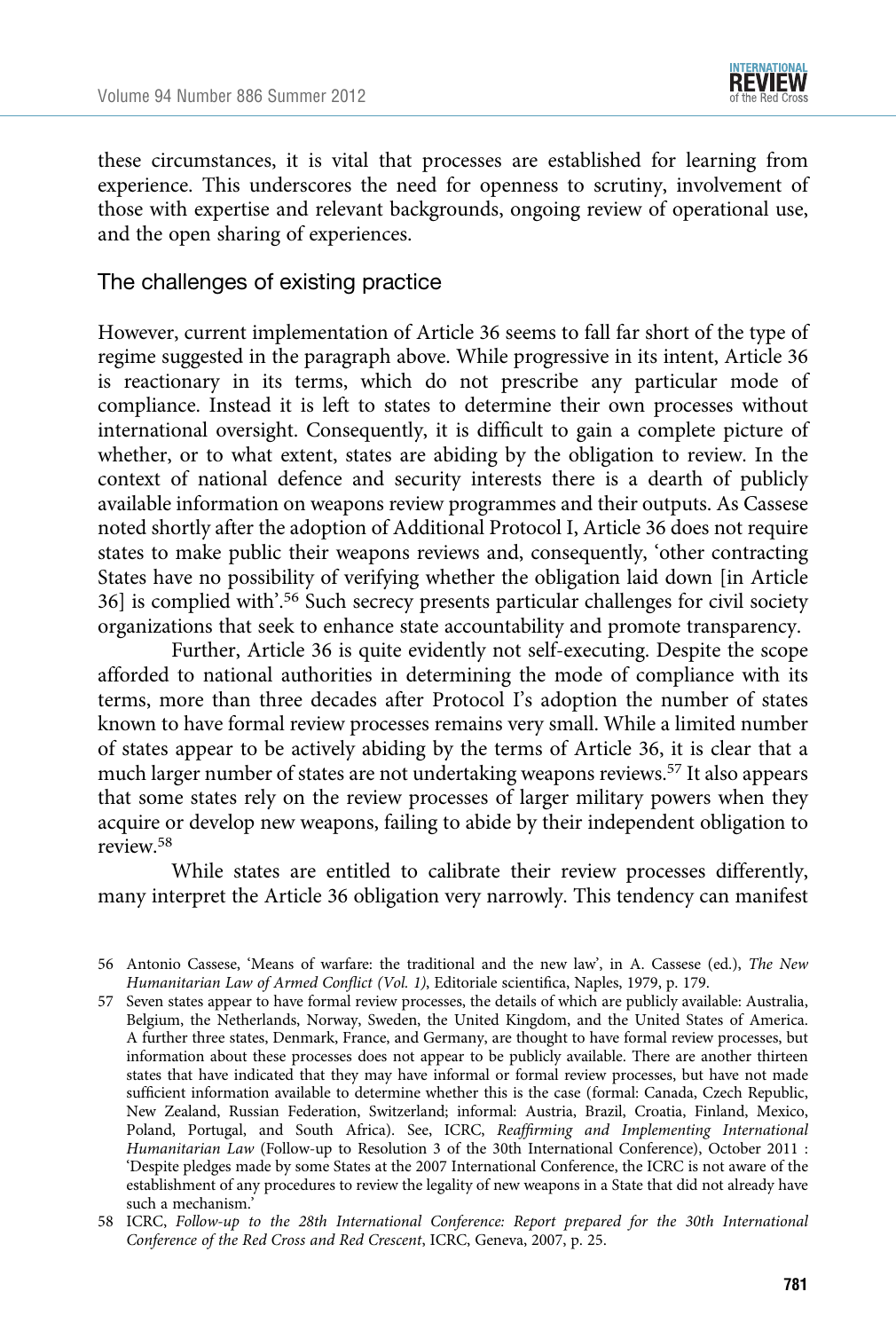these circumstances, it is vital that processes are established for learning from experience. This underscores the need for openness to scrutiny, involvement of those with expertise and relevant backgrounds, ongoing review of operational use, and the open sharing of experiences.

## The challenges of existing practice

However, current implementation of Article 36 seems to fall far short of the type of regime suggested in the paragraph above. While progressive in its intent, Article 36 is reactionary in its terms, which do not prescribe any particular mode of compliance. Instead it is left to states to determine their own processes without international oversight. Consequently, it is difficult to gain a complete picture of whether, or to what extent, states are abiding by the obligation to review. In the context of national defence and security interests there is a dearth of publicly available information on weapons review programmes and their outputs. As Cassese noted shortly after the adoption of Additional Protocol I, Article 36 does not require states to make public their weapons reviews and, consequently, 'other contracting States have no possibility of verifying whether the obligation laid down [in Article 36] is complied with'.[56] Such secrecy presents particular challenges for civil society organizations that seek to enhance state accountability and promote transparency.

Further, Article 36 is quite evidently not self-executing. Despite the scope afforded to national authorities in determining the mode of compliance with its terms, more than three decades after Protocol I's adoption the number of states known to have formal review processes remains very small. While a limited number of states appear to be actively abiding by the terms of Article 36, it is clear that a much larger number of states are not undertaking weapons reviews.[57] It also appears that some states rely on the review processes of larger military powers when they acquire or develop new weapons, failing to abide by their independent obligation to review.[58]

While states are entitled to calibrate their review processes differently, many interpret the Article 36 obligation very narrowly. This tendency can manifest

56 Antonio Cassese, 'Means of warfare: the traditional and the new law', in A. Cassese (ed.), *The New Humanitarian Law of Armed Conflict (Vol. 1)*, Editoriale scientifica, Naples, 1979, p. 179.

57 Seven states appear to have formal review processes, the details of which are publicly available: Australia, Belgium, the Netherlands, Norway, Sweden, the United Kingdom, and the United States of America. A further three states, Denmark, France, and Germany, are thought to have formal review processes, but information about these processes does not appear to be publicly available. There are another thirteen states that have indicated that they may have informal or formal review processes, but have not made sufficient information available to determine whether this is the case (formal: Canada, Czech Republic, New Zealand, Russian Federation, Switzerland; informal: Austria, Brazil, Croatia, Finland, Mexico, Poland, Portugal, and South Africa). See, ICRC, *Reaffirming and Implementing International Humanitarian Law* (Follow-up to Resolution 3 of the 30th International Conference), October 2011 : 'Despite pledges made by some States at the 2007 International Conference, the ICRC is not aware of the establishment of any procedures to review the legality of new weapons in a State that did not already have such a mechanism.'

58 ICRC, *Follow-up to the 28th International Conference: Report prepared for the 30th International Conference of the Red Cross and Red Crescent*, ICRC, Geneva, 2007, p. 25.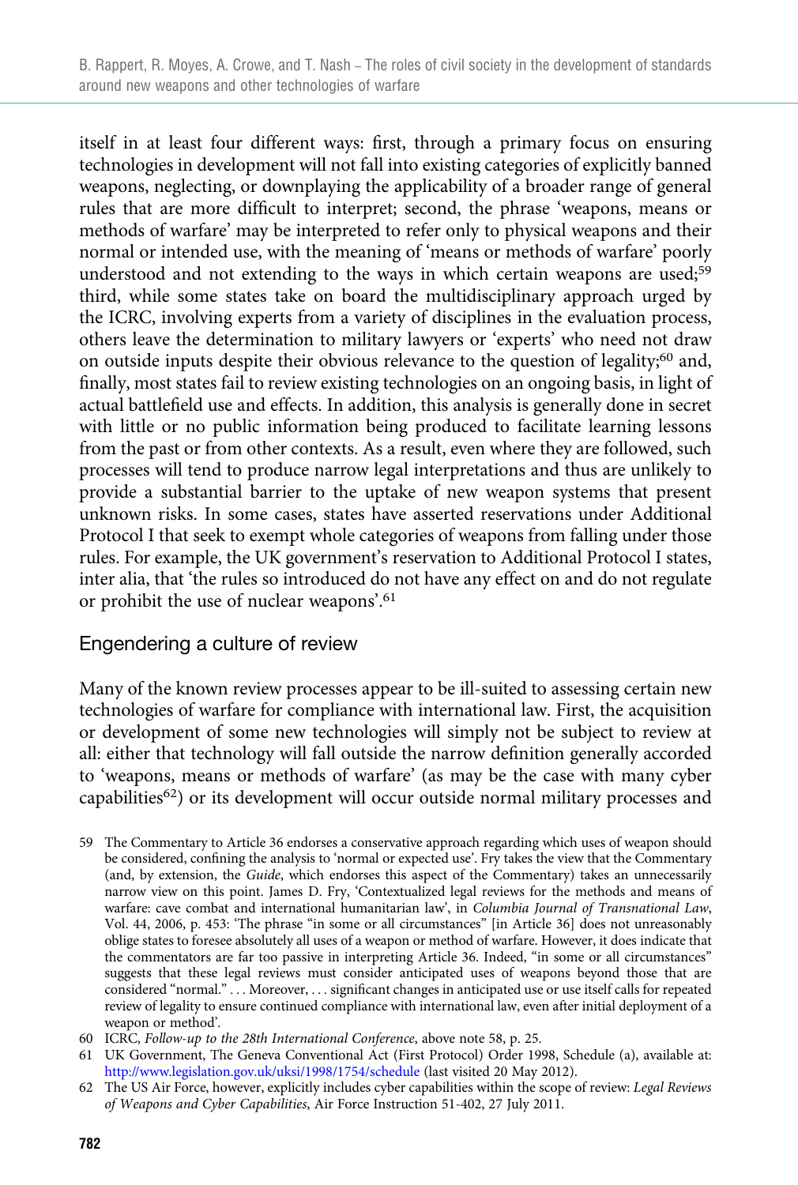itself in at least four different ways: first, through a primary focus on ensuring technologies in development will not fall into existing categories of explicitly banned weapons, neglecting, or downplaying the applicability of a broader range of general rules that are more difficult to interpret; second, the phrase 'weapons, means or methods of warfare' may be interpreted to refer only to physical weapons and their normal or intended use, with the meaning of 'means or methods of warfare' poorly understood and not extending to the ways in which certain weapons are used;[59] third, while some states take on board the multidisciplinary approach urged by the ICRC, involving experts from a variety of disciplines in the evaluation process, others leave the determination to military lawyers or 'experts' who need not draw on outside inputs despite their obvious relevance to the question of legality;[60] and, finally, most states fail to review existing technologies on an ongoing basis, in light of actual battlefield use and effects. In addition, this analysis is generally done in secret with little or no public information being produced to facilitate learning lessons from the past or from other contexts. As a result, even where they are followed, such processes will tend to produce narrow legal interpretations and thus are unlikely to provide a substantial barrier to the uptake of new weapon systems that present unknown risks. In some cases, states have asserted reservations under Additional Protocol I that seek to exempt whole categories of weapons from falling under those rules. For example, the UK government's reservation to Additional Protocol I states, inter alia, that 'the rules so introduced do not have any effect on and do not regulate or prohibit the use of nuclear weapons'.[61]

## Engendering a culture of review

Many of the known review processes appear to be ill-suited to assessing certain new technologies of warfare for compliance with international law. First, the acquisition or development of some new technologies will simply not be subject to review at all: either that technology will fall outside the narrow definition generally accorded to 'weapons, means or methods of warfare' (as may be the case with many cyber capabilities[62]) or its development will occur outside normal military processes and

59 The Commentary to Article 36 endorses a conservative approach regarding which uses of weapon should be considered, confining the analysis to 'normal or expected use'. Fry takes the view that the Commentary (and, by extension, the *Guide*, which endorses this aspect of the Commentary) takes an unnecessarily narrow view on this point. James D. Fry, 'Contextualized legal reviews for the methods and means of warfare: cave combat and international humanitarian law', in *Columbia Journal of Transnational Law*, Vol. 44, 2006, p. 453: 'The phrase "in some or all circumstances" [in Article 36] does not unreasonably oblige states to foresee absolutely all uses of a weapon or method of warfare. However, it does indicate that the commentators are far too passive in interpreting Article 36. Indeed, "in some or all circumstances" suggests that these legal reviews must consider anticipated uses of weapons beyond those that are considered "normal." ... Moreover, ... significant changes in anticipated use or use itself calls for repeated review of legality to ensure continued compliance with international law, even after initial deployment of a weapon or method'.

60 ICRC, *Follow-up to the 28th International Conference*, above note 58, p. 25.

61 UK Government, The Geneva Conventional Act (First Protocol) Order 1998, Schedule (a), available at: http://www.legislation.gov.uk/uksi/1998/1754/schedule (last visited 20 May 2012).

62 The US Air Force, however, explicitly includes cyber capabilities within the scope of review: *Legal Reviews of Weapons and Cyber Capabilities*, Air Force Instruction 51-402, 27 July 2011.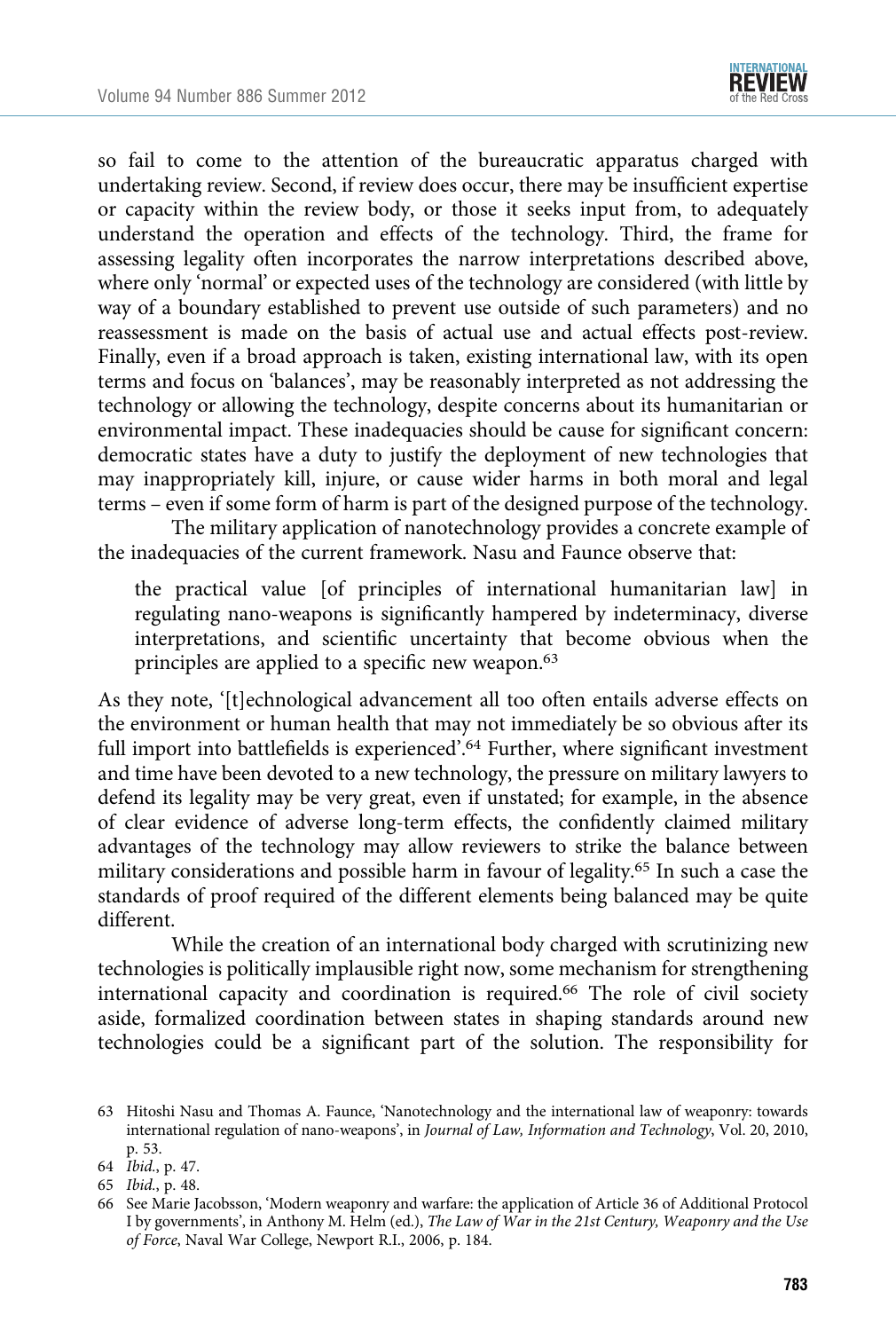so fail to come to the attention of the bureaucratic apparatus charged with undertaking review. Second, if review does occur, there may be insufficient expertise or capacity within the review body, or those it seeks input from, to adequately understand the operation and effects of the technology. Third, the frame for assessing legality often incorporates the narrow interpretations described above, where only 'normal' or expected uses of the technology are considered (with little by way of a boundary established to prevent use outside of such parameters) and no reassessment is made on the basis of actual use and actual effects post-review. Finally, even if a broad approach is taken, existing international law, with its open terms and focus on 'balances', may be reasonably interpreted as not addressing the technology or allowing the technology, despite concerns about its humanitarian or environmental impact. These inadequacies should be cause for significant concern: democratic states have a duty to justify the deployment of new technologies that may inappropriately kill, injure, or cause wider harms in both moral and legal terms – even if some form of harm is part of the designed purpose of the technology.

The military application of nanotechnology provides a concrete example of the inadequacies of the current framework. Nasu and Faunce observe that:

> the practical value [of principles of international humanitarian law] in regulating nano-weapons is significantly hampered by indeterminacy, diverse interpretations, and scientific uncertainty that become obvious when the principles are applied to a specific new weapon.[63]

As they note, '[t]echnological advancement all too often entails adverse effects on the environment or human health that may not immediately be so obvious after its full import into battlefields is experienced'.[64] Further, where significant investment and time have been devoted to a new technology, the pressure on military lawyers to defend its legality may be very great, even if unstated; for example, in the absence of clear evidence of adverse long-term effects, the confidently claimed military advantages of the technology may allow reviewers to strike the balance between military considerations and possible harm in favour of legality.[65] In such a case the standards of proof required of the different elements being balanced may be quite different.

While the creation of an international body charged with scrutinizing new technologies is politically implausible right now, some mechanism for strengthening international capacity and coordination is required.[66] The role of civil society aside, formalized coordination between states in shaping standards around new technologies could be a significant part of the solution. The responsibility for

63 Hitoshi Nasu and Thomas A. Faunce, 'Nanotechnology and the international law of weaponry: towards international regulation of nano-weapons', in *Journal of Law, Information and Technology*, Vol. 20, 2010, p. 53.

64 *Ibid.*, p. 47.

65 *Ibid.*, p. 48.

66 See Marie Jacobsson, 'Modern weaponry and warfare: the application of Article 36 of Additional Protocol I by governments', in Anthony M. Helm (ed.), *The Law of War in the 21st Century, Weaponry and the Use of Force*, Naval War College, Newport R.I., 2006, p. 184.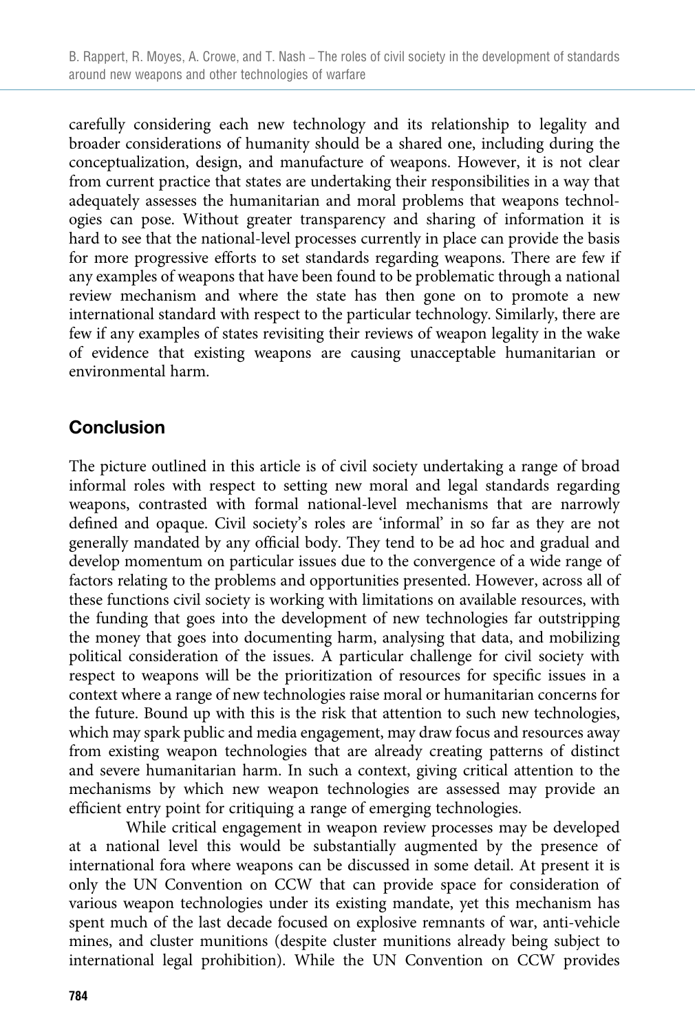carefully considering each new technology and its relationship to legality and broader considerations of humanity should be a shared one, including during the conceptualization, design, and manufacture of weapons. However, it is not clear from current practice that states are undertaking their responsibilities in a way that adequately assesses the humanitarian and moral problems that weapons technologies can pose. Without greater transparency and sharing of information it is hard to see that the national-level processes currently in place can provide the basis for more progressive efforts to set standards regarding weapons. There are few if any examples of weapons that have been found to be problematic through a national review mechanism and where the state has then gone on to promote a new international standard with respect to the particular technology. Similarly, there are few if any examples of states revisiting their reviews of weapon legality in the wake of evidence that existing weapons are causing unacceptable humanitarian or environmental harm.

## Conclusion

The picture outlined in this article is of civil society undertaking a range of broad informal roles with respect to setting new moral and legal standards regarding weapons, contrasted with formal national-level mechanisms that are narrowly defined and opaque. Civil society's roles are 'informal' in so far as they are not generally mandated by any official body. They tend to be ad hoc and gradual and develop momentum on particular issues due to the convergence of a wide range of factors relating to the problems and opportunities presented. However, across all of these functions civil society is working with limitations on available resources, with the funding that goes into the development of new technologies far outstripping the money that goes into documenting harm, analysing that data, and mobilizing political consideration of the issues. A particular challenge for civil society with respect to weapons will be the prioritization of resources for specific issues in a context where a range of new technologies raise moral or humanitarian concerns for the future. Bound up with this is the risk that attention to such new technologies, which may spark public and media engagement, may draw focus and resources away from existing weapon technologies that are already creating patterns of distinct and severe humanitarian harm. In such a context, giving critical attention to the mechanisms by which new weapon technologies are assessed may provide an efficient entry point for critiquing a range of emerging technologies.

While critical engagement in weapon review processes may be developed at a national level this would be substantially augmented by the presence of international fora where weapons can be discussed in some detail. At present it is only the UN Convention on CCW that can provide space for consideration of various weapon technologies under its existing mandate, yet this mechanism has spent much of the last decade focused on explosive remnants of war, anti-vehicle mines, and cluster munitions (despite cluster munitions already being subject to international legal prohibition). While the UN Convention on CCW provides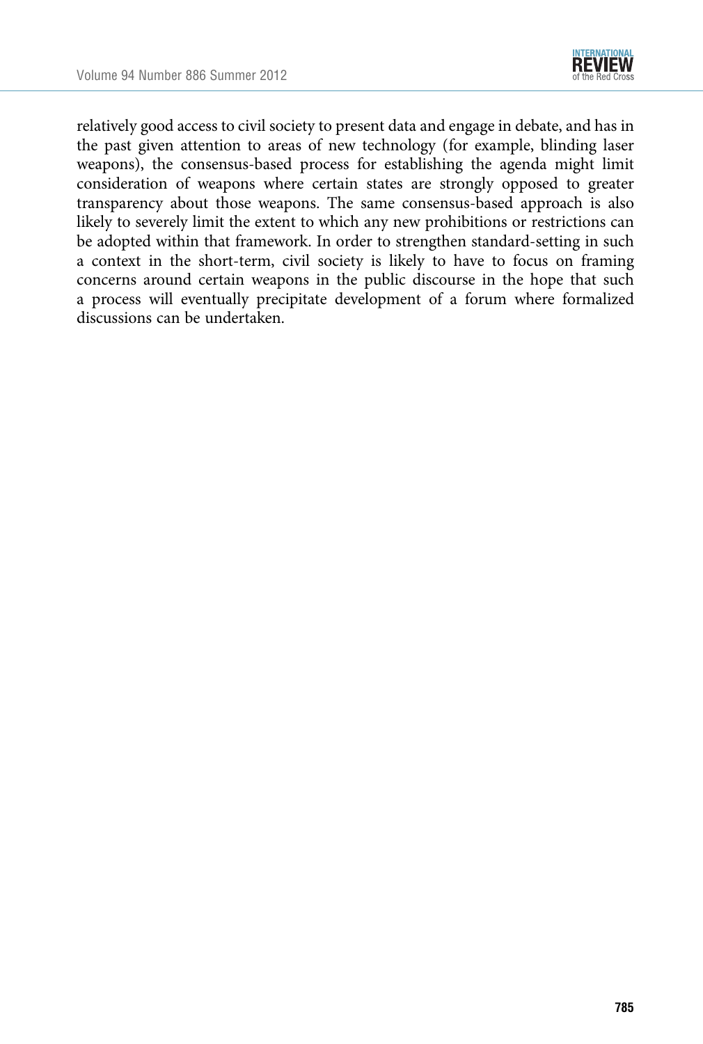relatively good access to civil society to present data and engage in debate, and has in the past given attention to areas of new technology (for example, blinding laser weapons), the consensus-based process for establishing the agenda might limit consideration of weapons where certain states are strongly opposed to greater transparency about those weapons. The same consensus-based approach is also likely to severely limit the extent to which any new prohibitions or restrictions can be adopted within that framework. In order to strengthen standard-setting in such a context in the short-term, civil society is likely to have to focus on framing concerns around certain weapons in the public discourse in the hope that such a process will eventually precipitate development of a forum where formalized discussions can be undertaken.